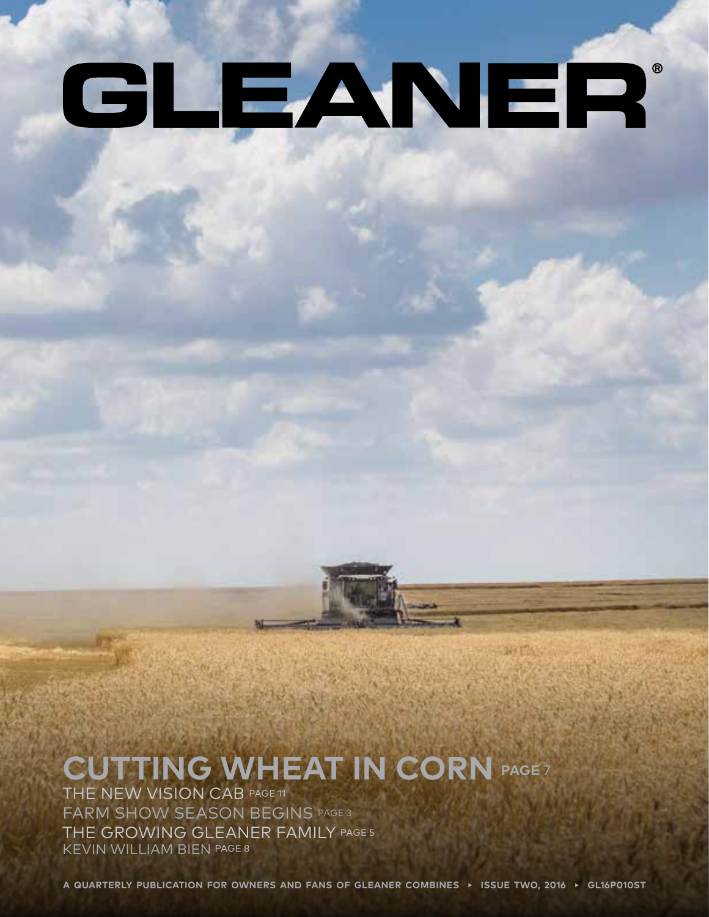# GLEANER®

## CUTTING WHEAT IN CORN PAGE 7

THE NEW VISION CAB PAGE 11

FARM SHOW SEASON BEGINS PAGE 3

THE GROWING GLEANER FAMILY PAGE 5

KEVIN WILLIAM BIEN PAGE 8

A QUARTERLY PUBLICATION FOR OWNERS AND FANS OF GLEANER COMBINES ▸ ISSUE TWO, 2016 ▸ GL16P010ST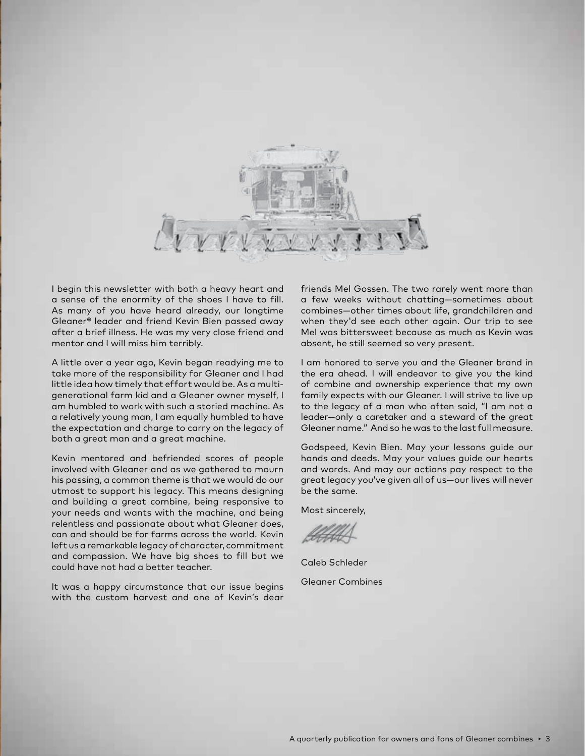I begin this newsletter with both a heavy heart and a sense of the enormity of the shoes I have to fill. As many of you have heard already, our longtime Gleaner® leader and friend Kevin Bien passed away after a brief illness. He was my very close friend and mentor and I will miss him terribly.

A little over a year ago, Kevin began readying me to take more of the responsibility for Gleaner and I had little idea how timely that effort would be. As a multi-generational farm kid and a Gleaner owner myself, I am humbled to work with such a storied machine. As a relatively young man, I am equally humbled to have the expectation and charge to carry on the legacy of both a great man and a great machine.

Kevin mentored and befriended scores of people involved with Gleaner and as we gathered to mourn his passing, a common theme is that we would do our utmost to support his legacy. This means designing and building a great combine, being responsive to your needs and wants with the machine, and being relentless and passionate about what Gleaner does, can and should be for farms across the world. Kevin left us a remarkable legacy of character, commitment and compassion. We have big shoes to fill but we could have not had a better teacher.

It was a happy circumstance that our issue begins with the custom harvest and one of Kevin's dear friends Mel Gossen. The two rarely went more than a few weeks without chatting—sometimes about combines—other times about life, grandchildren and when they'd see each other again. Our trip to see Mel was bittersweet because as much as Kevin was absent, he still seemed so very present.

I am honored to serve you and the Gleaner brand in the era ahead. I will endeavor to give you the kind of combine and ownership experience that my own family expects with our Gleaner. I will strive to live up to the legacy of a man who often said, "I am not a leader—only a caretaker and a steward of the great Gleaner name." And so he was to the last full measure.

Godspeed, Kevin Bien. May your lessons guide our hands and deeds. May your values guide our hearts and words. And may our actions pay respect to the great legacy you've given all of us—our lives will never be the same.

Most sincerely,

Caleb Schleder

Gleaner Combines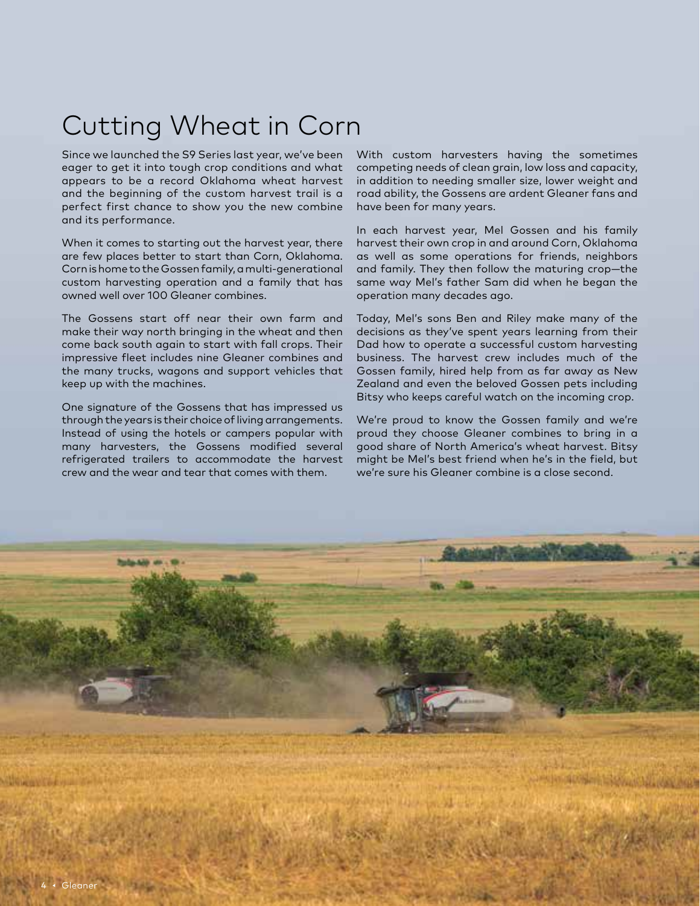# Cutting Wheat in Corn

Since we launched the S9 Series last year, we've been eager to get it into tough crop conditions and what appears to be a record Oklahoma wheat harvest and the beginning of the custom harvest trail is a perfect first chance to show you the new combine and its performance.

When it comes to starting out the harvest year, there are few places better to start than Corn, Oklahoma. Corn is home to the Gossen family, a multi-generational custom harvesting operation and a family that has owned well over 100 Gleaner combines.

The Gossens start off near their own farm and make their way north bringing in the wheat and then come back south again to start with fall crops. Their impressive fleet includes nine Gleaner combines and the many trucks, wagons and support vehicles that keep up with the machines.

One signature of the Gossens that has impressed us through the years is their choice of living arrangements. Instead of using the hotels or campers popular with many harvesters, the Gossens modified several refrigerated trailers to accommodate the harvest crew and the wear and tear that comes with them.

With custom harvesters having the sometimes competing needs of clean grain, low loss and capacity, in addition to needing smaller size, lower weight and road ability, the Gossens are ardent Gleaner fans and have been for many years.

In each harvest year, Mel Gossen and his family harvest their own crop in and around Corn, Oklahoma as well as some operations for friends, neighbors and family. They then follow the maturing crop—the same way Mel's father Sam did when he began the operation many decades ago.

Today, Mel's sons Ben and Riley make many of the decisions as they've spent years learning from their Dad how to operate a successful custom harvesting business. The harvest crew includes much of the Gossen family, hired help from as far away as New Zealand and even the beloved Gossen pets including Bitsy who keeps careful watch on the incoming crop.

We're proud to know the Gossen family and we're proud they choose Gleaner combines to bring in a good share of North America's wheat harvest. Bitsy might be Mel's best friend when he's in the field, but we're sure his Gleaner combine is a close second.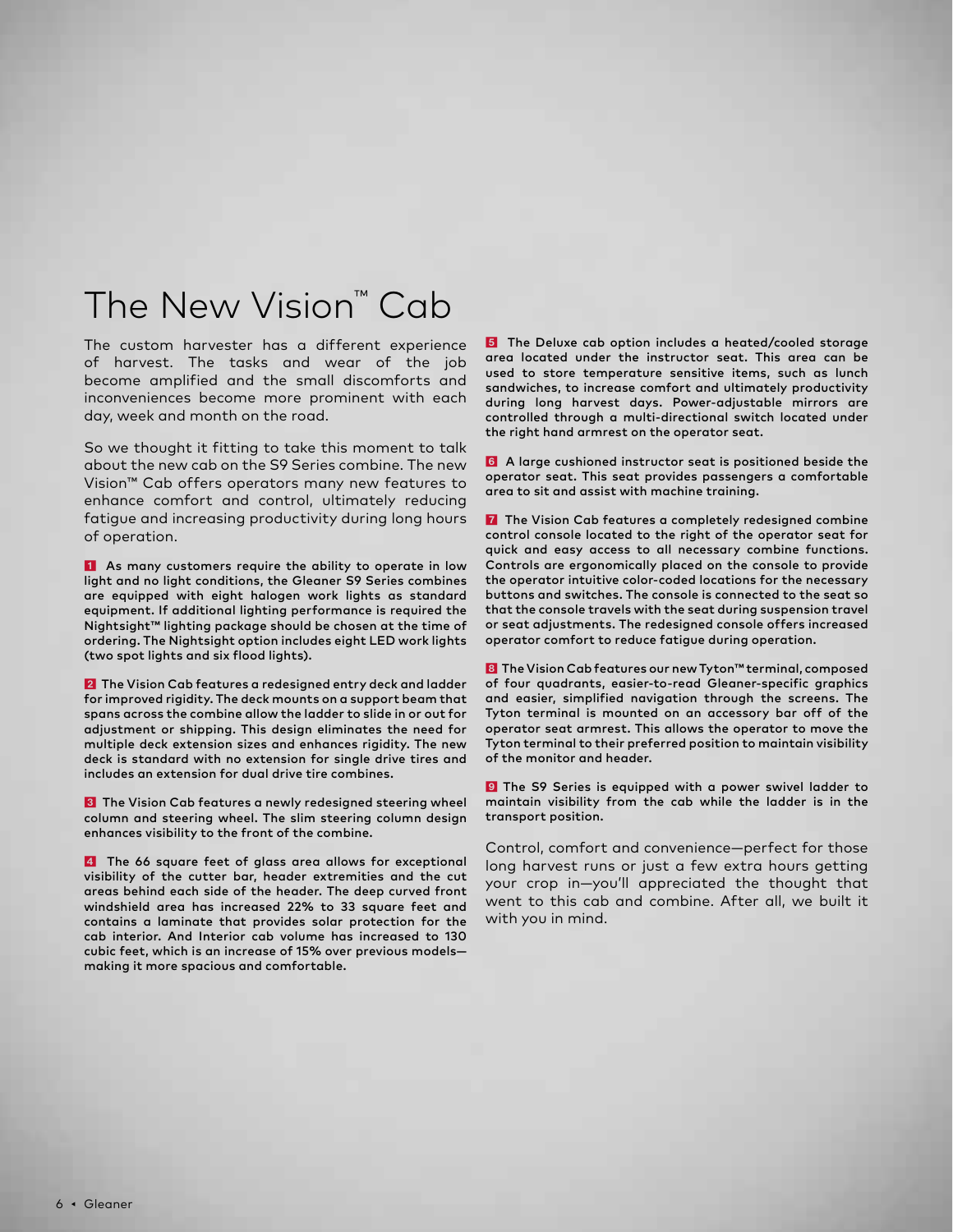# The New Vision™ Cab

The custom harvester has a different experience of harvest. The tasks and wear of the job become amplified and the small discomforts and inconveniences become more prominent with each day, week and month on the road.

So we thought it fitting to take this moment to talk about the new cab on the S9 Series combine. The new Vision™ Cab offers operators many new features to enhance comfort and control, ultimately reducing fatigue and increasing productivity during long hours of operation.

**1** As many customers require the ability to operate in low light and no light conditions, the Gleaner S9 Series combines are equipped with eight halogen work lights as standard equipment. If additional lighting performance is required the Nightsight™ lighting package should be chosen at the time of ordering. The Nightsight option includes eight LED work lights (two spot lights and six flood lights).

**2** The Vision Cab features a redesigned entry deck and ladder for improved rigidity. The deck mounts on a support beam that spans across the combine allow the ladder to slide in or out for adjustment or shipping. This design eliminates the need for multiple deck extension sizes and enhances rigidity. The new deck is standard with no extension for single drive tires and includes an extension for dual drive tire combines.

**3** The Vision Cab features a newly redesigned steering wheel column and steering wheel. The slim steering column design enhances visibility to the front of the combine.

**4** The 66 square feet of glass area allows for exceptional visibility of the cutter bar, header extremities and the cut areas behind each side of the header. The deep curved front windshield area has increased 22% to 33 square feet and contains a laminate that provides solar protection for the cab interior. And Interior cab volume has increased to 130 cubic feet, which is an increase of 15% over previous models—making it more spacious and comfortable.

**5** The Deluxe cab option includes a heated/cooled storage area located under the instructor seat. This area can be used to store temperature sensitive items, such as lunch sandwiches, to increase comfort and ultimately productivity during long harvest days. Power-adjustable mirrors are controlled through a multi-directional switch located under the right hand armrest on the operator seat.

**6** A large cushioned instructor seat is positioned beside the operator seat. This seat provides passengers a comfortable area to sit and assist with machine training.

**7** The Vision Cab features a completely redesigned combine control console located to the right of the operator seat for quick and easy access to all necessary combine functions. Controls are ergonomically placed on the console to provide the operator intuitive color-coded locations for the necessary buttons and switches. The console is connected to the seat so that the console travels with the seat during suspension travel or seat adjustments. The redesigned console offers increased operator comfort to reduce fatigue during operation.

**8** The Vision Cab features our new Tyton™ terminal, composed of four quadrants, easier-to-read Gleaner-specific graphics and easier, simplified navigation through the screens. The Tyton terminal is mounted on an accessory bar off of the operator seat armrest. This allows the operator to move the Tyton terminal to their preferred position to maintain visibility of the monitor and header.

**9** The S9 Series is equipped with a power swivel ladder to maintain visibility from the cab while the ladder is in the transport position.

Control, comfort and convenience—perfect for those long harvest runs or just a few extra hours getting your crop in—you'll appreciated the thought that went to this cab and combine. After all, we built it with you in mind.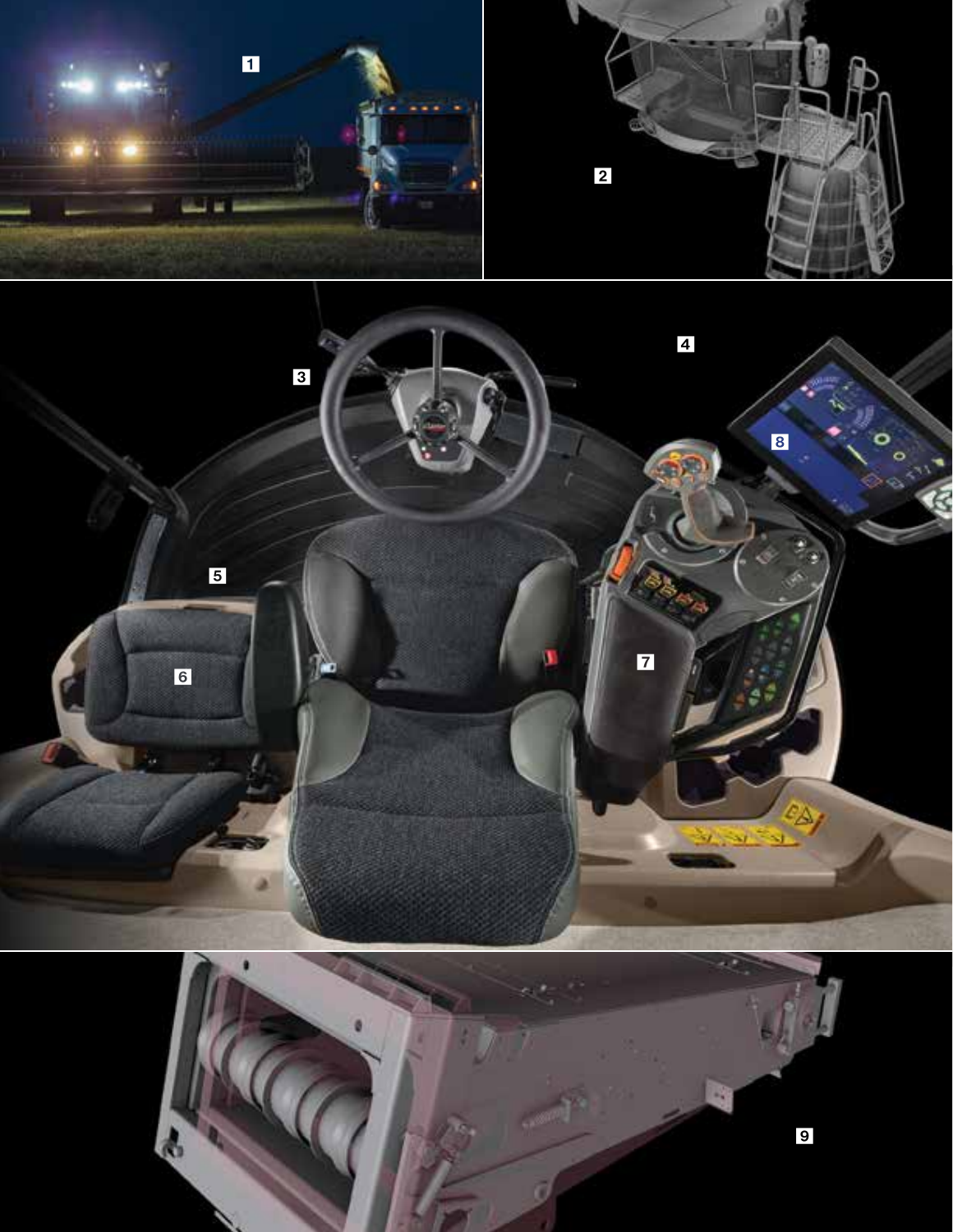1

2

3

4

8

5

6

7

9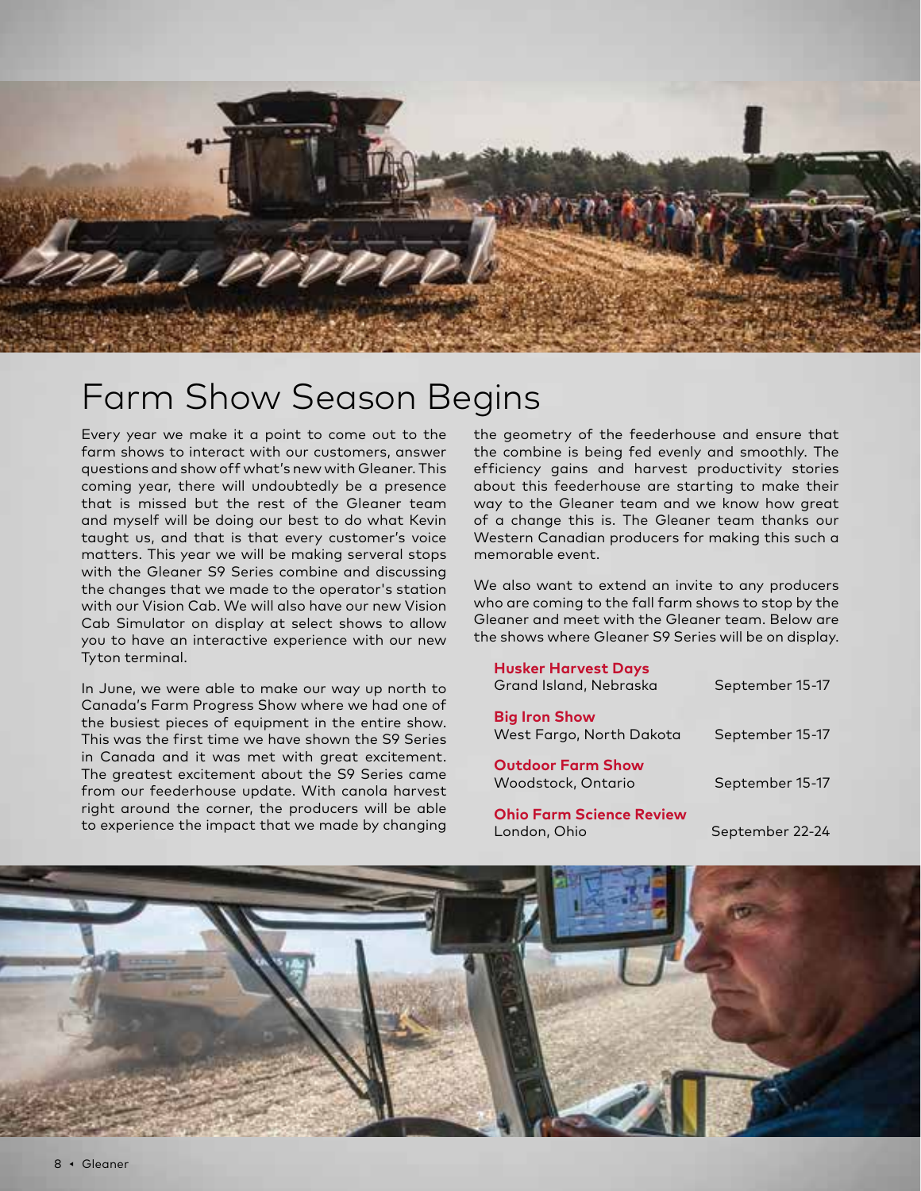# Farm Show Season Begins

Every year we make it a point to come out to the farm shows to interact with our customers, answer questions and show off what's new with Gleaner. This coming year, there will undoubtedly be a presence that is missed but the rest of the Gleaner team and myself will be doing our best to do what Kevin taught us, and that is that every customer's voice matters. This year we will be making serveral stops with the Gleaner S9 Series combine and discussing the changes that we made to the operator's station with our Vision Cab. We will also have our new Vision Cab Simulator on display at select shows to allow you to have an interactive experience with our new Tyton terminal.

In June, we were able to make our way up north to Canada's Farm Progress Show where we had one of the busiest pieces of equipment in the entire show. This was the first time we have shown the S9 Series in Canada and it was met with great excitement. The greatest excitement about the S9 Series came from our feederhouse update. With canola harvest right around the corner, the producers will be able to experience the impact that we made by changing the geometry of the feederhouse and ensure that the combine is being fed evenly and smoothly. The efficiency gains and harvest productivity stories about this feederhouse are starting to make their way to the Gleaner team and we know how great of a change this is. The Gleaner team thanks our Western Canadian producers for making this such a memorable event.

We also want to extend an invite to any producers who are coming to the fall farm shows to stop by the Gleaner and meet with the Gleaner team. Below are the shows where Gleaner S9 Series will be on display.

**Husker Harvest Days**
Grand Island, Nebraska — September 15-17

**Big Iron Show**
West Fargo, North Dakota — September 15-17

**Outdoor Farm Show**
Woodstock, Ontario — September 15-17

**Ohio Farm Science Review**
London, Ohio — September 22-24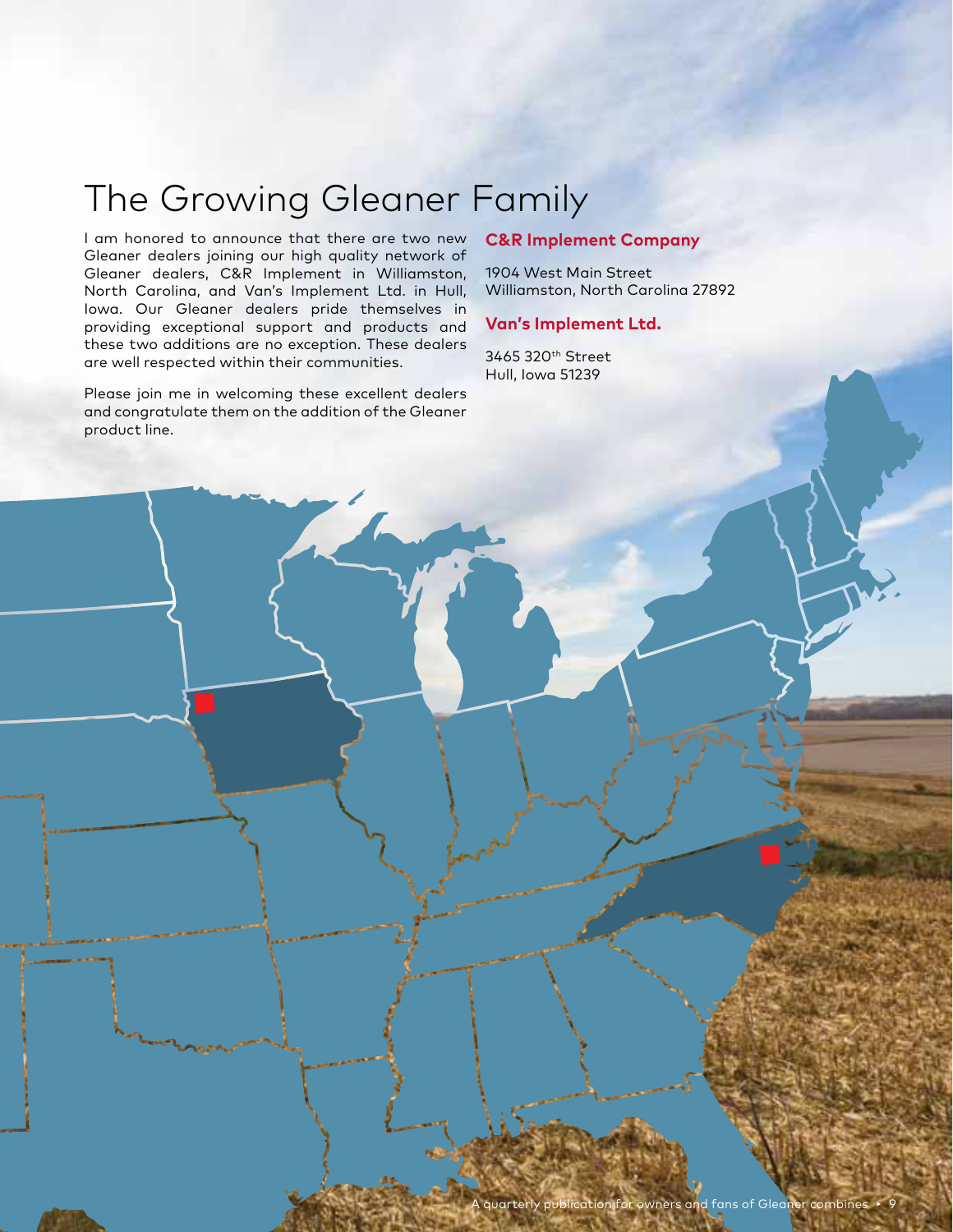# The Growing Gleaner Family

I am honored to announce that there are two new Gleaner dealers joining our high quality network of Gleaner dealers, C&R Implement in Williamston, North Carolina, and Van's Implement Ltd. in Hull, Iowa. Our Gleaner dealers pride themselves in providing exceptional support and products and these two additions are no exception. These dealers are well respected within their communities.

Please join me in welcoming these excellent dealers and congratulate them on the addition of the Gleaner product line.

### C&R Implement Company

1904 West Main Street
Williamston, North Carolina 27892

### Van's Implement Ltd.

3465 320th Street
Hull, Iowa 51239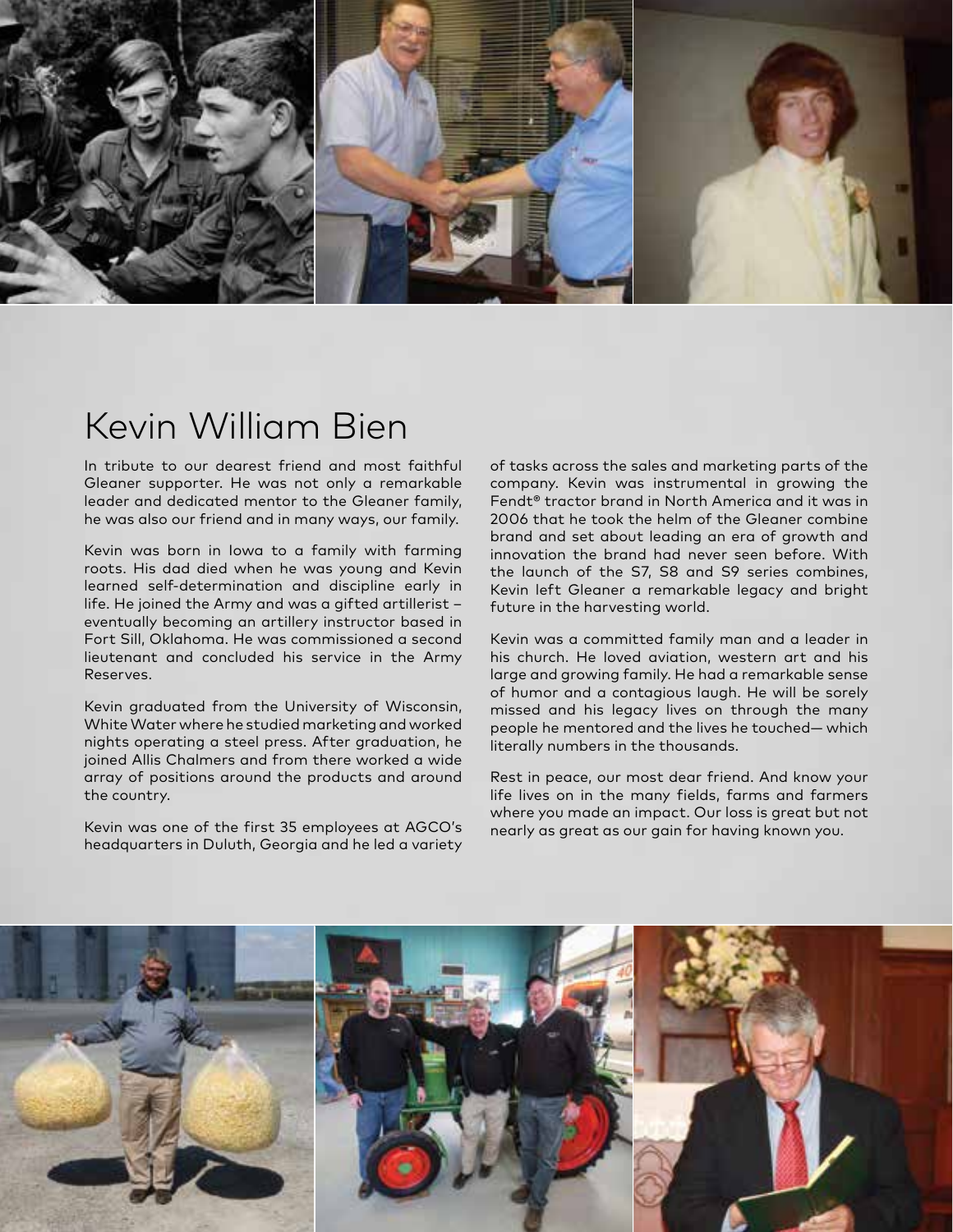# Kevin William Bien

In tribute to our dearest friend and most faithful Gleaner supporter. He was not only a remarkable leader and dedicated mentor to the Gleaner family, he was also our friend and in many ways, our family.

Kevin was born in Iowa to a family with farming roots. His dad died when he was young and Kevin learned self-determination and discipline early in life. He joined the Army and was a gifted artillerist – eventually becoming an artillery instructor based in Fort Sill, Oklahoma. He was commissioned a second lieutenant and concluded his service in the Army Reserves.

Kevin graduated from the University of Wisconsin, White Water where he studied marketing and worked nights operating a steel press. After graduation, he joined Allis Chalmers and from there worked a wide array of positions around the products and around the country.

Kevin was one of the first 35 employees at AGCO's headquarters in Duluth, Georgia and he led a variety of tasks across the sales and marketing parts of the company. Kevin was instrumental in growing the Fendt® tractor brand in North America and it was in 2006 that he took the helm of the Gleaner combine brand and set about leading an era of growth and innovation the brand had never seen before. With the launch of the S7, S8 and S9 series combines, Kevin left Gleaner a remarkable legacy and bright future in the harvesting world.

Kevin was a committed family man and a leader in his church. He loved aviation, western art and his large and growing family. He had a remarkable sense of humor and a contagious laugh. He will be sorely missed and his legacy lives on through the many people he mentored and the lives he touched— which literally numbers in the thousands.

Rest in peace, our most dear friend. And know your life lives on in the many fields, farms and farmers where you made an impact. Our loss is great but not nearly as great as our gain for having known you.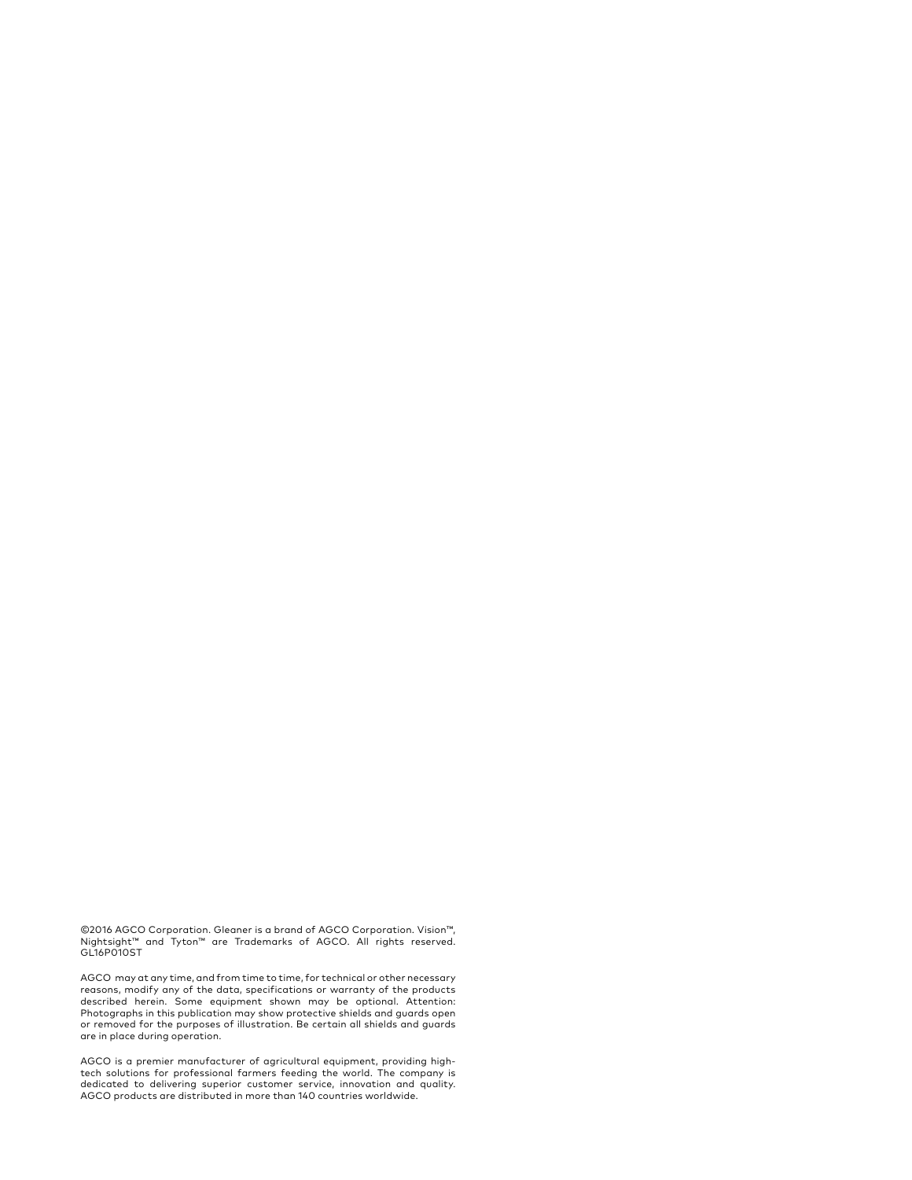©2016 AGCO Corporation. Gleaner is a brand of AGCO Corporation. Vision™, Nightsight™ and Tyton™ are Trademarks of AGCO. All rights reserved. GL16P010ST

AGCO may at any time, and from time to time, for technical or other necessary reasons, modify any of the data, specifications or warranty of the products described herein. Some equipment shown may be optional. Attention: Photographs in this publication may show protective shields and guards open or removed for the purposes of illustration. Be certain all shields and guards are in place during operation.

AGCO is a premier manufacturer of agricultural equipment, providing high-tech solutions for professional farmers feeding the world. The company is dedicated to delivering superior customer service, innovation and quality. AGCO products are distributed in more than 140 countries worldwide.